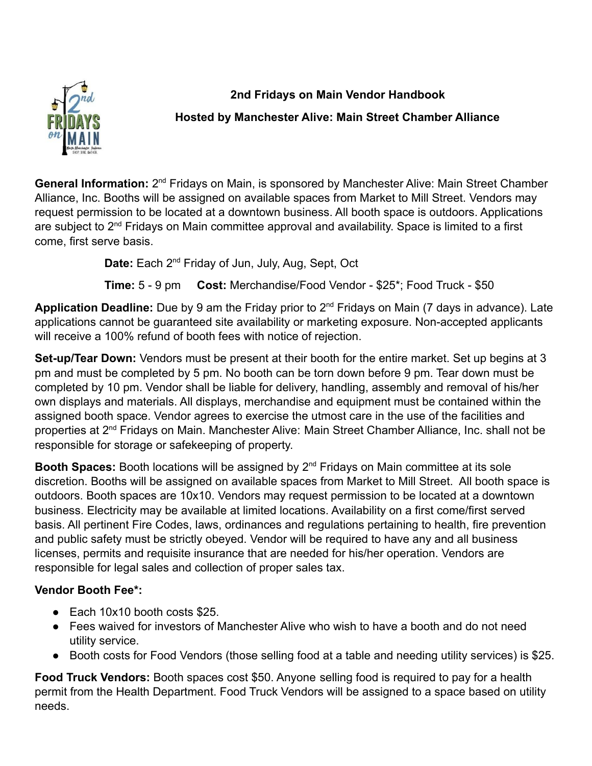# 2nd Fridays on Main Vendor Handbook

## Hosted by Manchester Alive: Main Street Chamber Alliance

**General Information:** 2nd Fridays on Main, is sponsored by Manchester Alive: Main Street Chamber Alliance, Inc. Booths will be assigned on available spaces from Market to Mill Street. Vendors may request permission to be located at a downtown business. All booth space is outdoors. Applications are subject to 2nd Fridays on Main committee approval and availability. Space is limited to a first come, first serve basis.

**Date:** Each 2nd Friday of Jun, July, Aug, Sept, Oct

**Time:** 5 - 9 pm **Cost:** Merchandise/Food Vendor - $25*; Food Truck - $50

**Application Deadline:** Due by 9 am the Friday prior to 2nd Fridays on Main (7 days in advance). Late applications cannot be guaranteed site availability or marketing exposure. Non-accepted applicants will receive a 100% refund of booth fees with notice of rejection.

**Set-up/Tear Down:** Vendors must be present at their booth for the entire market. Set up begins at 3 pm and must be completed by 5 pm. No booth can be torn down before 9 pm. Tear down must be completed by 10 pm. Vendor shall be liable for delivery, handling, assembly and removal of his/her own displays and materials. All displays, merchandise and equipment must be contained within the assigned booth space. Vendor agrees to exercise the utmost care in the use of the facilities and properties at 2nd Fridays on Main. Manchester Alive: Main Street Chamber Alliance, Inc. shall not be responsible for storage or safekeeping of property.

**Booth Spaces:** Booth locations will be assigned by 2nd Fridays on Main committee at its sole discretion. Booths will be assigned on available spaces from Market to Mill Street. All booth space is outdoors. Booth spaces are 10x10. Vendors may request permission to be located at a downtown business. Electricity may be available at limited locations. Availability on a first come/first served basis. All pertinent Fire Codes, laws, ordinances and regulations pertaining to health, fire prevention and public safety must be strictly obeyed. Vendor will be required to have any and all business licenses, permits and requisite insurance that are needed for his/her operation. Vendors are responsible for legal sales and collection of proper sales tax.

**Vendor Booth Fee*:**

- Each 10x10 booth costs $25.
- Fees waived for investors of Manchester Alive who wish to have a booth and do not need utility service.
- Booth costs for Food Vendors (those selling food at a table and needing utility services) is $25.

**Food Truck Vendors:** Booth spaces cost $50. Anyone selling food is required to pay for a health permit from the Health Department. Food Truck Vendors will be assigned to a space based on utility needs.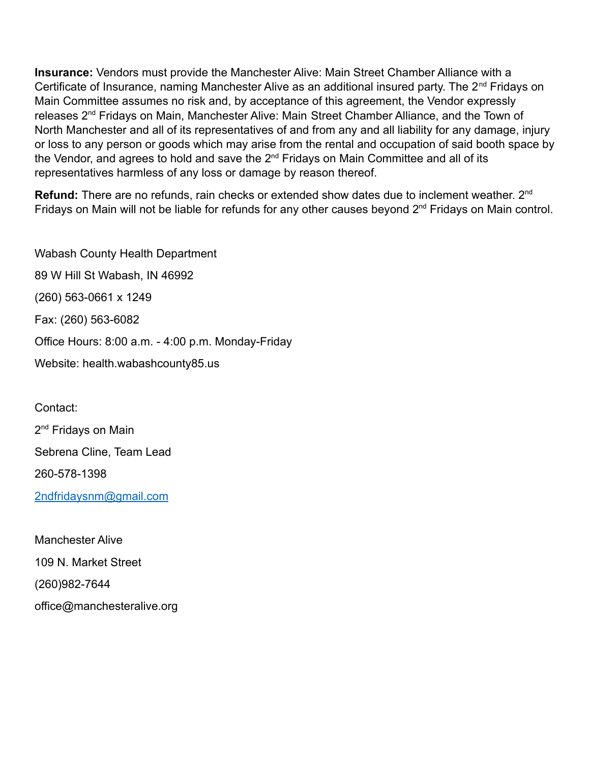**Insurance:** Vendors must provide the Manchester Alive: Main Street Chamber Alliance with a Certificate of Insurance, naming Manchester Alive as an additional insured party. The 2nd Fridays on Main Committee assumes no risk and, by acceptance of this agreement, the Vendor expressly releases 2nd Fridays on Main, Manchester Alive: Main Street Chamber Alliance, and the Town of North Manchester and all of its representatives of and from any and all liability for any damage, injury or loss to any person or goods which may arise from the rental and occupation of said booth space by the Vendor, and agrees to hold and save the 2nd Fridays on Main Committee and all of its representatives harmless of any loss or damage by reason thereof.

**Refund:** There are no refunds, rain checks or extended show dates due to inclement weather. 2nd Fridays on Main will not be liable for refunds for any other causes beyond 2nd Fridays on Main control.

Wabash County Health Department

89 W Hill St Wabash, IN 46992

(260) 563-0661 x 1249

Fax: (260) 563-6082

Office Hours: 8:00 a.m. - 4:00 p.m. Monday-Friday

Website: health.wabashcounty85.us

Contact:

2nd Fridays on Main

Sebrena Cline, Team Lead

260-578-1398

2ndfridaysnm@gmail.com

Manchester Alive

109 N. Market Street

(260)982-7644

office@manchesteralive.org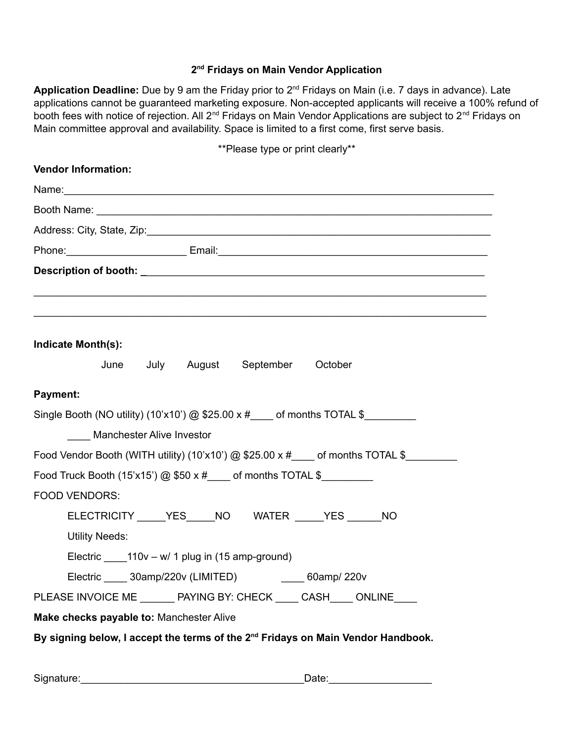# 2nd Fridays on Main Vendor Application

**Application Deadline:** Due by 9 am the Friday prior to 2nd Fridays on Main (i.e. 7 days in advance). Late applications cannot be guaranteed marketing exposure. Non-accepted applicants will receive a 100% refund of booth fees with notice of rejection. All 2nd Fridays on Main Vendor Applications are subject to 2nd Fridays on Main committee approval and availability. Space is limited to a first come, first serve basis.

**Please type or print clearly**

**Vendor Information:**

Name:___________________________________________________________________________

Booth Name: _____________________________________________________________________

Address: City, State, Zip:__________________________________________________________

Phone:_____________________ Email:_______________________________________________

**Description of booth:** ___________________________________________________________

_______________________________________________________________________________

_______________________________________________________________________________

**Indicate Month(s):**

June July August September October

**Payment:**

Single Booth (NO utility) (10'x10') @ $25.00 x #____ of months TOTAL $_________

____ Manchester Alive Investor

Food Vendor Booth (WITH utility) (10'x10') @ $25.00 x #____ of months TOTAL $_________

Food Truck Booth (15'x15') @ $50 x #____ of months TOTAL $_________

FOOD VENDORS:

ELECTRICITY _____YES_____NO WATER _____YES ______NO

Utility Needs:

Electric ____110v – w/ 1 plug in (15 amp-ground)

Electric ____ 30amp/220v (LIMITED) ____ 60amp/ 220v

PLEASE INVOICE ME ______ PAYING BY: CHECK ____ CASH____ ONLINE____

**Make checks payable to:** Manchester Alive

**By signing below, I accept the terms of the 2nd Fridays on Main Vendor Handbook.**

Signature:_______________________________________Date:_________________